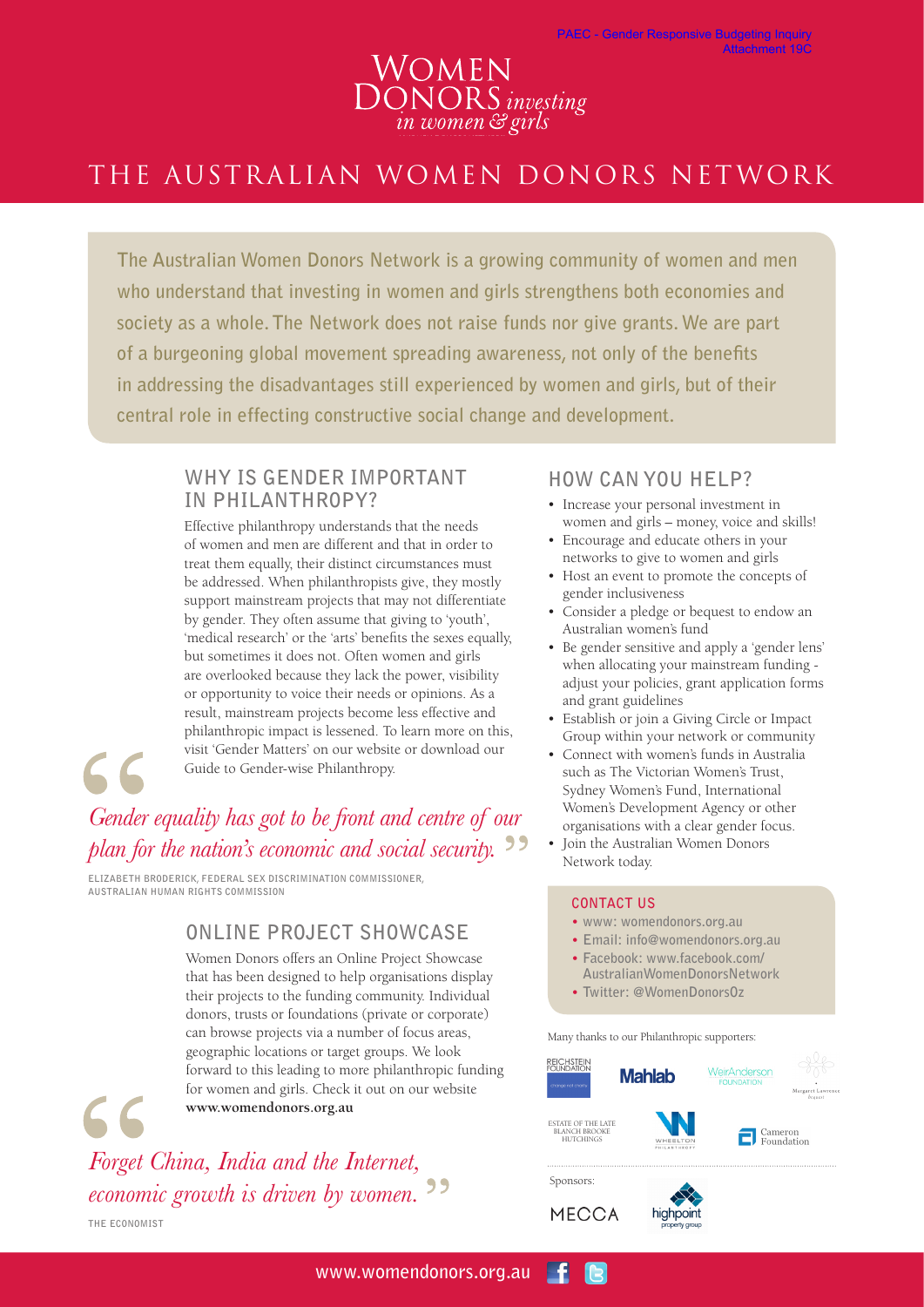PAEC - Gender Responsive Budgeting Inquiry
Attachment 19C

WOMEN DONORS *investing in women & girls*

# THE AUSTRALIAN WOMEN DONORS NETWORK

**The Australian Women Donors Network is a growing community of women and men who understand that investing in women and girls strengthens both economies and society as a whole. The Network does not raise funds nor give grants. We are part of a burgeoning global movement spreading awareness, not only of the benefits in addressing the disadvantages still experienced by women and girls, but of their central role in effecting constructive social change and development.**

## WHY IS GENDER IMPORTANT IN PHILANTHROPY?

Effective philanthropy understands that the needs of women and men are different and that in order to treat them equally, their distinct circumstances must be addressed. When philanthropists give, they mostly support mainstream projects that may not differentiate by gender. They often assume that giving to 'youth', 'medical research' or the 'arts' benefits the sexes equally, but sometimes it does not. Often women and girls are overlooked because they lack the power, visibility or opportunity to voice their needs or opinions. As a result, mainstream projects become less effective and philanthropic impact is lessened. To learn more on this, visit 'Gender Matters' on our website or download our Guide to Gender-wise Philanthropy.

> *Gender equality has got to be front and centre of our plan for the nation's economic and social security.*
>
> ELIZABETH BRODERICK, FEDERAL SEX DISCRIMINATION COMMISSIONER, AUSTRALIAN HUMAN RIGHTS COMMISSION

## ONLINE PROJECT SHOWCASE

Women Donors offers an Online Project Showcase that has been designed to help organisations display their projects to the funding community. Individual donors, trusts or foundations (private or corporate) can browse projects via a number of focus areas, geographic locations or target groups. We look forward to this leading to more philanthropic funding for women and girls. Check it out on our website **www.womendonors.org.au**

> *Forget China, India and the Internet, economic growth is driven by women.*
>
> THE ECONOMIST

## HOW CAN YOU HELP?

- Increase your personal investment in women and girls – money, voice and skills!
- Encourage and educate others in your networks to give to women and girls
- Host an event to promote the concepts of gender inclusiveness
- Consider a pledge or bequest to endow an Australian women's fund
- Be gender sensitive and apply a 'gender lens' when allocating your mainstream funding - adjust your policies, grant application forms and grant guidelines
- Establish or join a Giving Circle or Impact Group within your network or community
- Connect with women's funds in Australia such as The Victorian Women's Trust, Sydney Women's Fund, International Women's Development Agency or other organisations with a clear gender focus.
- Join the Australian Women Donors Network today.

### CONTACT US

- www: womendonors.org.au
- Email: info@womendonors.org.au
- Facebook: www.facebook.com/AustralianWomenDonorsNetwork
- Twitter: @WomenDonorsOz

Many thanks to our Philanthropic supporters:

Reichstein Foundation, Mahlab, WeirAnderson Foundation, Margaret Lawrence Bequest, Estate of the Late Blanch Brooke Hutchings, Wheelton Philanthropy, Cameron Foundation

Sponsors:

MECCA, highpoint property group

www.womendonors.org.au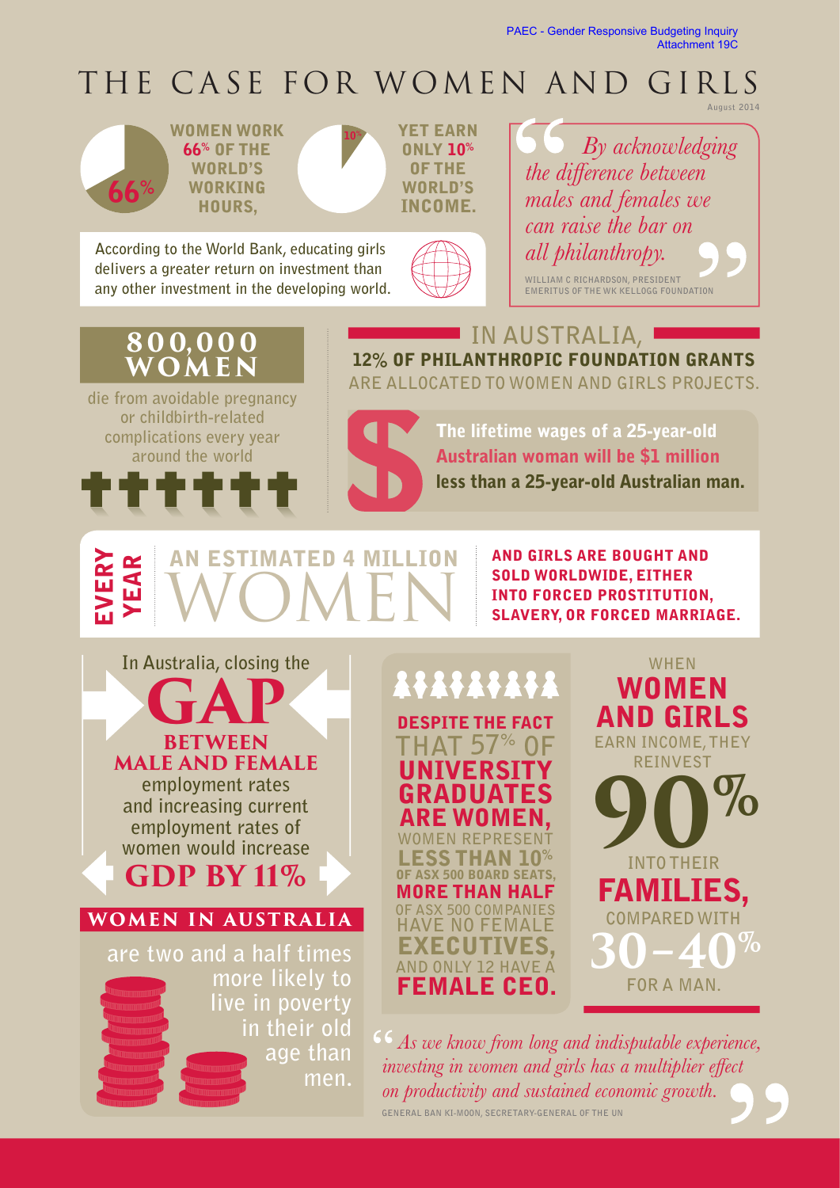PAEC - Gender Responsive Budgeting Inquiry
Attachment 19C

# THE CASE FOR WOMEN AND GIRLS

August 2014

66%

**WOMEN WORK 66% OF THE WORLD'S WORKING HOURS,**

10%

**YET EARN ONLY 10% OF THE WORLD'S INCOME.**

According to the World Bank, educating girls delivers a greater return on investment than any other investment in the developing world.

> *"By acknowledging the difference between males and females we can raise the bar on all philanthropy."*
>
> WILLIAM C RICHARDSON, PRESIDENT EMERITUS OF THE WK KELLOGG FOUNDATION

## 800,000 WOMEN

die from avoidable pregnancy or childbirth-related complications every year around the world

## IN AUSTRALIA,

**12% OF PHILANTHROPIC FOUNDATION GRANTS** ARE ALLOCATED TO WOMEN AND GIRLS PROJECTS.

**The lifetime wages of a 25-year-old Australian woman will be $1 million less than a 25-year-old Australian man.**

**EVERY YEAR** AN ESTIMATED 4 MILLION WOMEN **AND GIRLS ARE BOUGHT AND SOLD WORLDWIDE, EITHER INTO FORCED PROSTITUTION, SLAVERY, OR FORCED MARRIAGE.**

In Australia, closing the **GAP BETWEEN MALE AND FEMALE** employment rates and increasing current employment rates of women would increase **GDP BY 11%**

## WOMEN IN AUSTRALIA

are two and a half times more likely to live in poverty in their old age than men.

**DESPITE THE FACT** THAT 57% OF **UNIVERSITY GRADUATES ARE WOMEN,** WOMEN REPRESENT **LESS THAN 10% OF ASX 500 BOARD SEATS, MORE THAN HALF** OF ASX 500 COMPANIES HAVE NO FEMALE **EXECUTIVES,** AND ONLY 12 HAVE A **FEMALE CEO.**

WHEN **WOMEN AND GIRLS** EARN INCOME, THEY REINVEST **90%** INTO THEIR **FAMILIES,** COMPARED WITH **30–40%** FOR A MAN.

> *"As we know from long and indisputable experience, investing in women and girls has a multiplier effect on productivity and sustained economic growth."*
>
> GENERAL BAN KI-MOON, SECRETARY-GENERAL OF THE UN